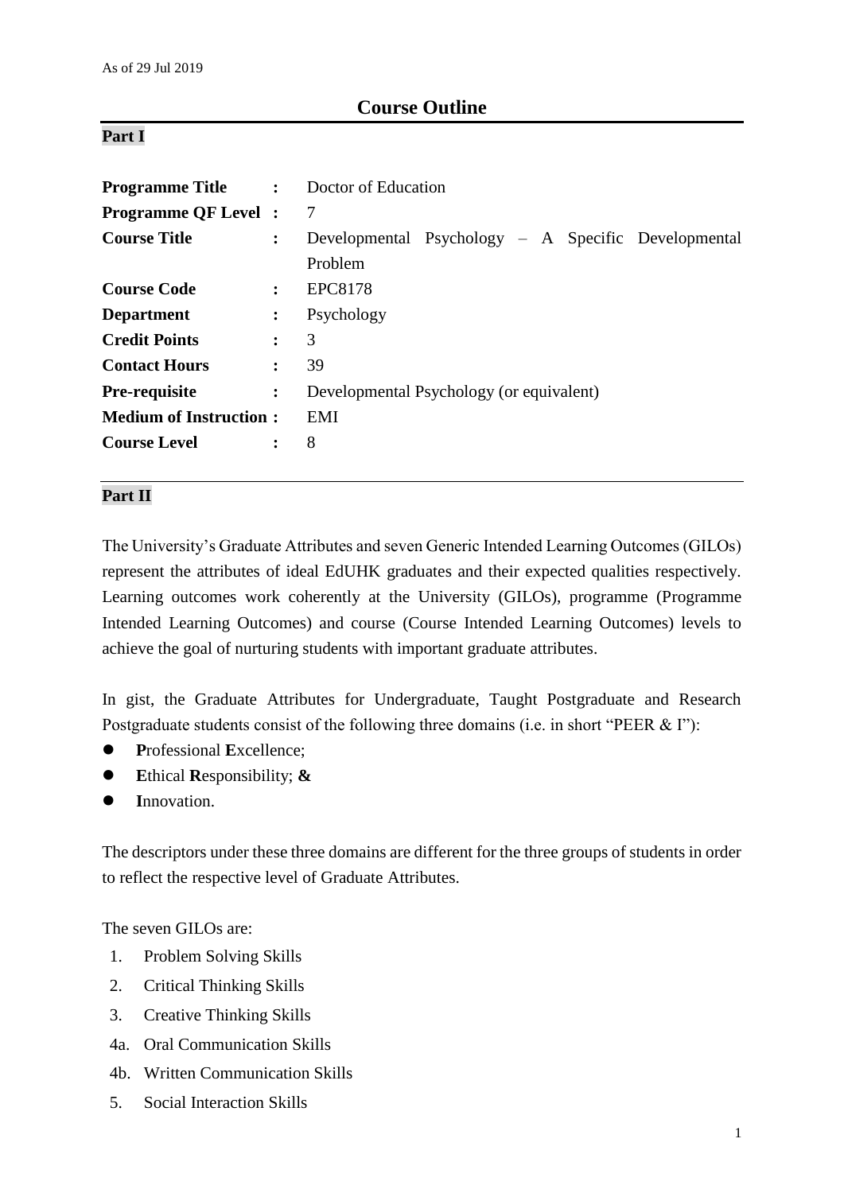As of 29 Jul 2019

# Course Outline

## Part I

| | | |
|---|---|---|
| **Programme Title** | : | Doctor of Education |
| **Programme QF Level** | : | 7 |
| **Course Title** | : | Developmental Psychology – A Specific Developmental Problem |
| **Course Code** | : | EPC8178 |
| **Department** | : | Psychology |
| **Credit Points** | : | 3 |
| **Contact Hours** | : | 39 |
| **Pre-requisite** | : | Developmental Psychology (or equivalent) |
| **Medium of Instruction** | : | EMI |
| **Course Level** | : | 8 |

## Part II

The University's Graduate Attributes and seven Generic Intended Learning Outcomes (GILOs) represent the attributes of ideal EdUHK graduates and their expected qualities respectively. Learning outcomes work coherently at the University (GILOs), programme (Programme Intended Learning Outcomes) and course (Course Intended Learning Outcomes) levels to achieve the goal of nurturing students with important graduate attributes.

In gist, the Graduate Attributes for Undergraduate, Taught Postgraduate and Research Postgraduate students consist of the following three domains (i.e. in short "PEER & I"):

- **P**rofessional **E**xcellence;
- **E**thical **R**esponsibility; **&**
- **I**nnovation.

The descriptors under these three domains are different for the three groups of students in order to reflect the respective level of Graduate Attributes.

The seven GILOs are:

1. Problem Solving Skills
2. Critical Thinking Skills
3. Creative Thinking Skills

4a. Oral Communication Skills

4b. Written Communication Skills

5. Social Interaction Skills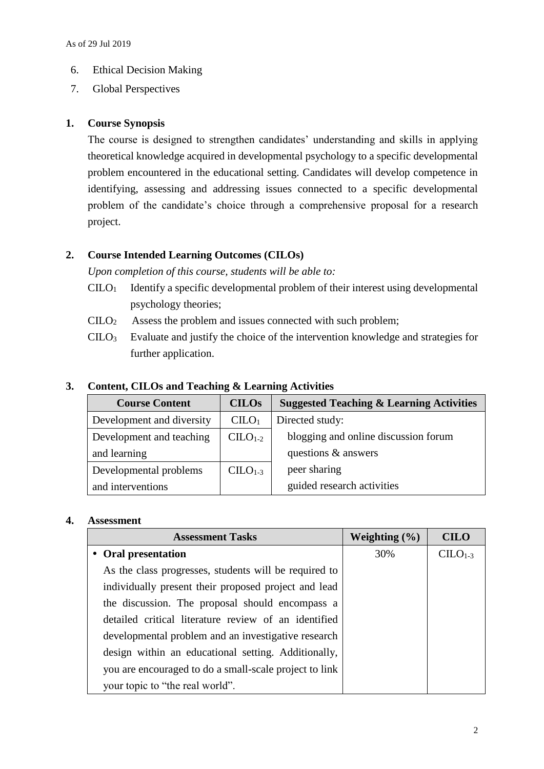6. Ethical Decision Making
7. Global Perspectives

## 1. Course Synopsis

The course is designed to strengthen candidates' understanding and skills in applying theoretical knowledge acquired in developmental psychology to a specific developmental problem encountered in the educational setting. Candidates will develop competence in identifying, assessing and addressing issues connected to a specific developmental problem of the candidate's choice through a comprehensive proposal for a research project.

## 2. Course Intended Learning Outcomes (CILOs)

*Upon completion of this course, students will be able to:*

- $CILO_1$ Identify a specific developmental problem of their interest using developmental psychology theories;
- $CILO_2$ Assess the problem and issues connected with such problem;
- $CILO_3$ Evaluate and justify the choice of the intervention knowledge and strategies for further application.

## 3. Content, CILOs and Teaching & Learning Activities

| Course Content | CILOs | Suggested Teaching & Learning Activities |
|---|---|---|
| Development and diversity | $CILO_1$ | Directed study: |
| Development and teaching and learning | $CILO_{1-2}$ | blogging and online discussion forum<br>questions & answers |
| Developmental problems and interventions | $CILO_{1-3}$ | peer sharing<br>guided research activities |

## 4. Assessment

| Assessment Tasks | Weighting (%) | CILO |
|---|---|---|
| • **Oral presentation**<br>As the class progresses, students will be required to individually present their proposed project and lead the discussion. The proposal should encompass a detailed critical literature review of an identified developmental problem and an investigative research design within an educational setting. Additionally, you are encouraged to do a small-scale project to link your topic to "the real world". | 30% | $CILO_{1-3}$ |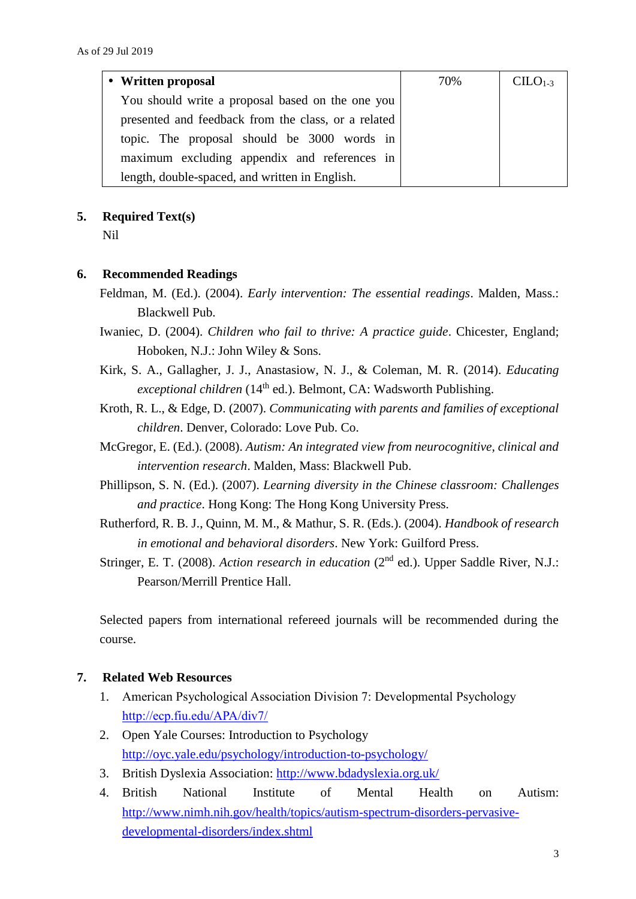As of 29 Jul 2019

| • **Written proposal** You should write a proposal based on the one you presented and feedback from the class, or a related topic. The proposal should be 3000 words in maximum excluding appendix and references in length, double-spaced, and written in English. | 70% | $CILO_{1-3}$ |
|---|---|---|

**5. Required Text(s)**

Nil

**6. Recommended Readings**

Feldman, M. (Ed.). (2004). *Early intervention: The essential readings*. Malden, Mass.: Blackwell Pub.

Iwaniec, D. (2004). *Children who fail to thrive: A practice guide*. Chicester, England; Hoboken, N.J.: John Wiley & Sons.

Kirk, S. A., Gallagher, J. J., Anastasiow, N. J., & Coleman, M. R. (2014). *Educating exceptional children* (14th ed.). Belmont, CA: Wadsworth Publishing.

Kroth, R. L., & Edge, D. (2007). *Communicating with parents and families of exceptional children*. Denver, Colorado: Love Pub. Co.

McGregor, E. (Ed.). (2008). *Autism: An integrated view from neurocognitive, clinical and intervention research*. Malden, Mass: Blackwell Pub.

Phillipson, S. N. (Ed.). (2007). *Learning diversity in the Chinese classroom: Challenges and practice*. Hong Kong: The Hong Kong University Press.

Rutherford, R. B. J., Quinn, M. M., & Mathur, S. R. (Eds.). (2004). *Handbook of research in emotional and behavioral disorders*. New York: Guilford Press.

Stringer, E. T. (2008). *Action research in education* (2nd ed.). Upper Saddle River, N.J.: Pearson/Merrill Prentice Hall.

Selected papers from international refereed journals will be recommended during the course.

**7. Related Web Resources**

1. American Psychological Association Division 7: Developmental Psychology http://ecp.fiu.edu/APA/div7/
2. Open Yale Courses: Introduction to Psychology http://oyc.yale.edu/psychology/introduction-to-psychology/
3. British Dyslexia Association: http://www.bdadyslexia.org.uk/
4. British National Institute of Mental Health on Autism: http://www.nimh.nih.gov/health/topics/autism-spectrum-disorders-pervasive-developmental-disorders/index.shtml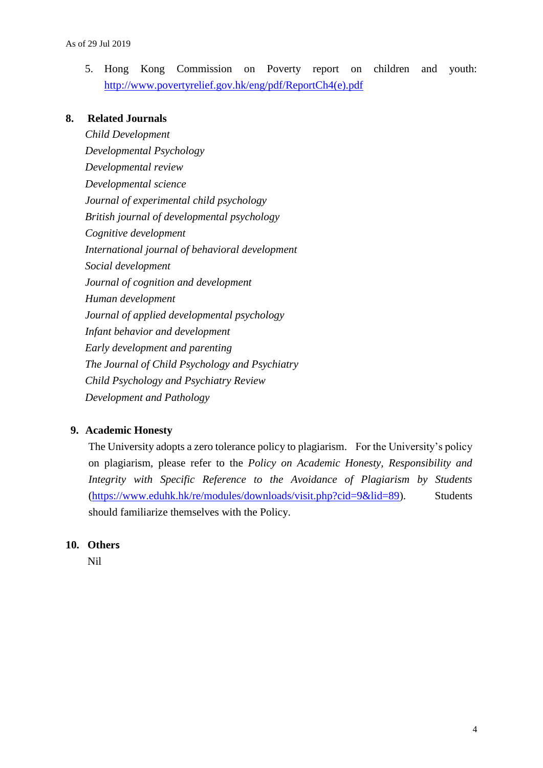5. Hong Kong Commission on Poverty report on children and youth: http://www.povertyrelief.gov.hk/eng/pdf/ReportCh4(e).pdf

## 8. Related Journals

*Child Development*
*Developmental Psychology*
*Developmental review*
*Developmental science*
*Journal of experimental child psychology*
*British journal of developmental psychology*
*Cognitive development*
*International journal of behavioral development*
*Social development*
*Journal of cognition and development*
*Human development*
*Journal of applied developmental psychology*
*Infant behavior and development*
*Early development and parenting*
*The Journal of Child Psychology and Psychiatry*
*Child Psychology and Psychiatry Review*
*Development and Pathology*

## 9. Academic Honesty

The University adopts a zero tolerance policy to plagiarism. For the University's policy on plagiarism, please refer to the *Policy on Academic Honesty, Responsibility and Integrity with Specific Reference to the Avoidance of Plagiarism by Students* (https://www.eduhk.hk/re/modules/downloads/visit.php?cid=9&lid=89). Students should familiarize themselves with the Policy.

## 10. Others

Nil